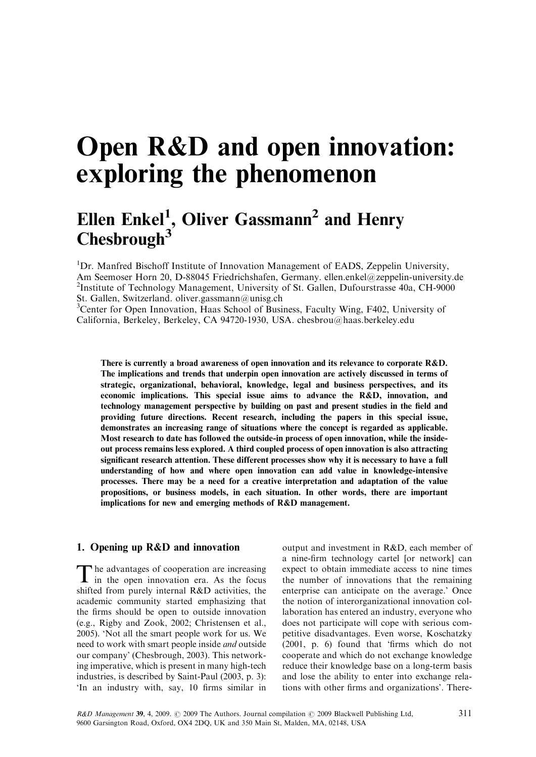# Open R&D and open innovation: exploring the phenomenon

## Ellen Enkel[1], Oliver Gassmann[2] and Henry Chesbrough[3]

[1]Dr. Manfred Bischoff Institute of Innovation Management of EADS, Zeppelin University, Am Seemoser Horn 20, D-88045 Friedrichshafen, Germany. ellen.enkel@zeppelin-university.de
[2]Institute of Technology Management, University of St. Gallen, Dufourstrasse 40a, CH-9000 St. Gallen, Switzerland. oliver.gassmann@unisg.ch
[3]Center for Open Innovation, Haas School of Business, Faculty Wing, F402, University of California, Berkeley, Berkeley, CA 94720-1930, USA. chesbrou@haas.berkeley.edu

**There is currently a broad awareness of open innovation and its relevance to corporate R&D. The implications and trends that underpin open innovation are actively discussed in terms of strategic, organizational, behavioral, knowledge, legal and business perspectives, and its economic implications. This special issue aims to advance the R&D, innovation, and technology management perspective by building on past and present studies in the field and providing future directions. Recent research, including the papers in this special issue, demonstrates an increasing range of situations where the concept is regarded as applicable. Most research to date has followed the outside-in process of open innovation, while the inside-out process remains less explored. A third coupled process of open innovation is also attracting significant research attention. These different processes show why it is necessary to have a full understanding of how and where open innovation can add value in knowledge-intensive processes. There may be a need for a creative interpretation and adaptation of the value propositions, or business models, in each situation. In other words, there are important implications for new and emerging methods of R&D management.**

## 1. Opening up R&D and innovation

The advantages of cooperation are increasing in the open innovation era. As the focus shifted from purely internal R&D activities, the academic community started emphasizing that the firms should be open to outside innovation (e.g., Rigby and Zook, 2002; Christensen et al., 2005). 'Not all the smart people work for us. We need to work with smart people inside *and* outside our company' (Chesbrough, 2003). This networking imperative, which is present in many high-tech industries, is described by Saint-Paul (2003, p. 3): 'In an industry with, say, 10 firms similar in output and investment in R&D, each member of a nine-firm technology cartel [or network] can expect to obtain immediate access to nine times the number of innovations that the remaining enterprise can anticipate on the average.' Once the notion of interorganizational innovation collaboration has entered an industry, everyone who does not participate will cope with serious competitive disadvantages. Even worse, Koschatzky (2001, p. 6) found that 'firms which do not cooperate and which do not exchange knowledge reduce their knowledge base on a long-term basis and lose the ability to enter into exchange relations with other firms and organizations'. There-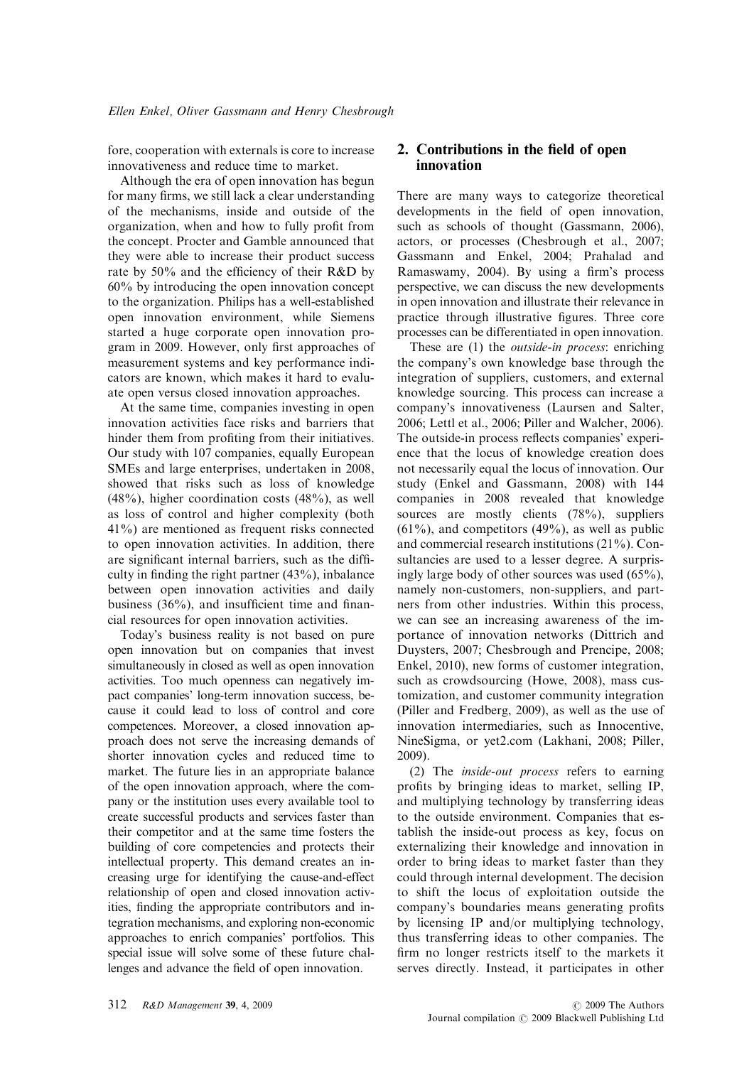fore, cooperation with externals is core to increase innovativeness and reduce time to market.

Although the era of open innovation has begun for many firms, we still lack a clear understanding of the mechanisms, inside and outside of the organization, when and how to fully profit from the concept. Procter and Gamble announced that they were able to increase their product success rate by 50% and the efficiency of their R&D by 60% by introducing the open innovation concept to the organization. Philips has a well-established open innovation environment, while Siemens started a huge corporate open innovation program in 2009. However, only first approaches of measurement systems and key performance indicators are known, which makes it hard to evaluate open versus closed innovation approaches.

At the same time, companies investing in open innovation activities face risks and barriers that hinder them from profiting from their initiatives. Our study with 107 companies, equally European SMEs and large enterprises, undertaken in 2008, showed that risks such as loss of knowledge (48%), higher coordination costs (48%), as well as loss of control and higher complexity (both 41%) are mentioned as frequent risks connected to open innovation activities. In addition, there are significant internal barriers, such as the difficulty in finding the right partner (43%), inbalance between open innovation activities and daily business (36%), and insufficient time and financial resources for open innovation activities.

Today's business reality is not based on pure open innovation but on companies that invest simultaneously in closed as well as open innovation activities. Too much openness can negatively impact companies' long-term innovation success, because it could lead to loss of control and core competences. Moreover, a closed innovation approach does not serve the increasing demands of shorter innovation cycles and reduced time to market. The future lies in an appropriate balance of the open innovation approach, where the company or the institution uses every available tool to create successful products and services faster than their competitor and at the same time fosters the building of core competencies and protects their intellectual property. This demand creates an increasing urge for identifying the cause-and-effect relationship of open and closed innovation activities, finding the appropriate contributors and integration mechanisms, and exploring non-economic approaches to enrich companies' portfolios. This special issue will solve some of these future challenges and advance the field of open innovation.

## 2. Contributions in the field of open innovation

There are many ways to categorize theoretical developments in the field of open innovation, such as schools of thought (Gassmann, 2006), actors, or processes (Chesbrough et al., 2007; Gassmann and Enkel, 2004; Prahalad and Ramaswamy, 2004). By using a firm's process perspective, we can discuss the new developments in open innovation and illustrate their relevance in practice through illustrative figures. Three core processes can be differentiated in open innovation.

These are (1) the *outside-in process*: enriching the company's own knowledge base through the integration of suppliers, customers, and external knowledge sourcing. This process can increase a company's innovativeness (Laursen and Salter, 2006; Lettl et al., 2006; Piller and Walcher, 2006). The outside-in process reflects companies' experience that the locus of knowledge creation does not necessarily equal the locus of innovation. Our study (Enkel and Gassmann, 2008) with 144 companies in 2008 revealed that knowledge sources are mostly clients (78%), suppliers (61%), and competitors (49%), as well as public and commercial research institutions (21%). Consultancies are used to a lesser degree. A surprisingly large body of other sources was used (65%), namely non-customers, non-suppliers, and partners from other industries. Within this process, we can see an increasing awareness of the importance of innovation networks (Dittrich and Duysters, 2007; Chesbrough and Prencipe, 2008; Enkel, 2010), new forms of customer integration, such as crowdsourcing (Howe, 2008), mass customization, and customer community integration (Piller and Fredberg, 2009), as well as the use of innovation intermediaries, such as Innocentive, NineSigma, or yet2.com (Lakhani, 2008; Piller, 2009).

(2) The *inside-out process* refers to earning profits by bringing ideas to market, selling IP, and multiplying technology by transferring ideas to the outside environment. Companies that establish the inside-out process as key, focus on externalizing their knowledge and innovation in order to bring ideas to market faster than they could through internal development. The decision to shift the locus of exploitation outside the company's boundaries means generating profits by licensing IP and/or multiplying technology, thus transferring ideas to other companies. The firm no longer restricts itself to the markets it serves directly. Instead, it participates in other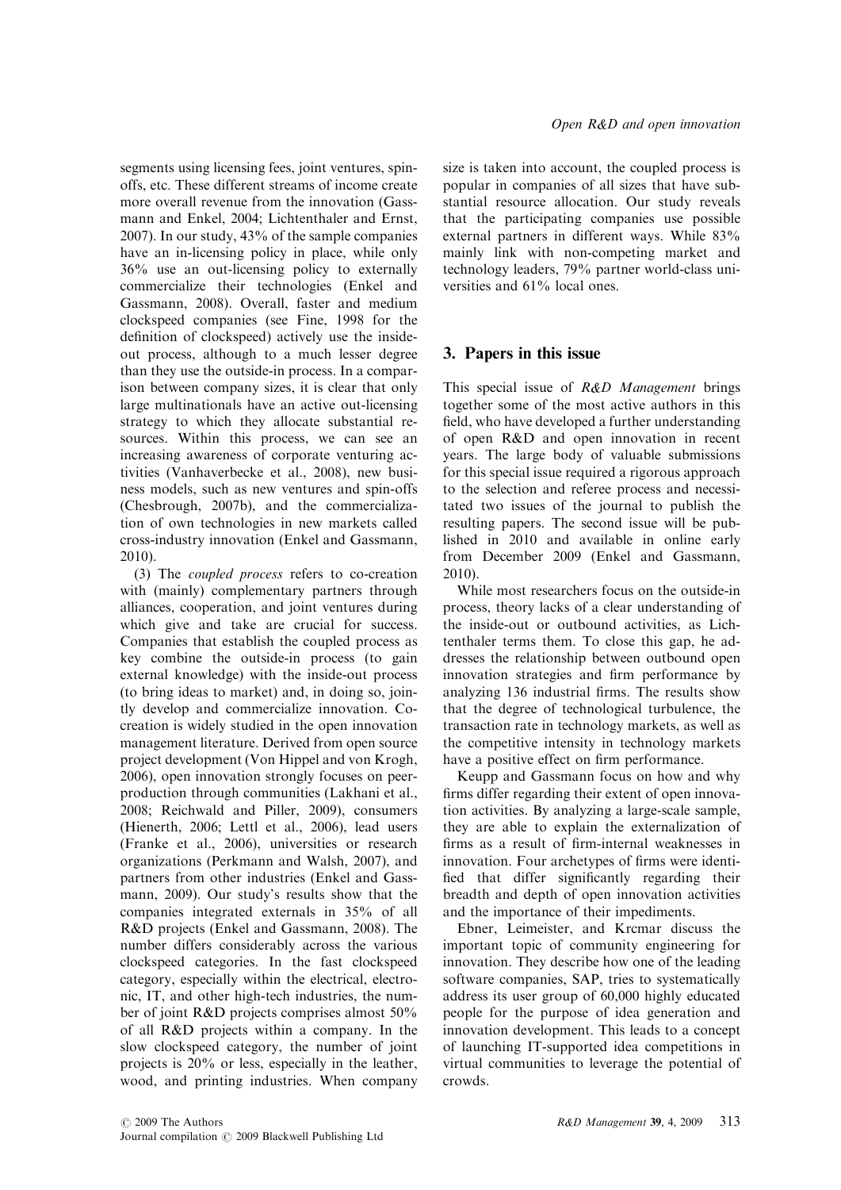segments using licensing fees, joint ventures, spin-offs, etc. These different streams of income create more overall revenue from the innovation (Gassmann and Enkel, 2004; Lichtenthaler and Ernst, 2007). In our study, 43% of the sample companies have an in-licensing policy in place, while only 36% use an out-licensing policy to externally commercialize their technologies (Enkel and Gassmann, 2008). Overall, faster and medium clockspeed companies (see Fine, 1998 for the definition of clockspeed) actively use the inside-out process, although to a much lesser degree than they use the outside-in process. In a comparison between company sizes, it is clear that only large multinationals have an active out-licensing strategy to which they allocate substantial resources. Within this process, we can see an increasing awareness of corporate venturing activities (Vanhaverbecke et al., 2008), new business models, such as new ventures and spin-offs (Chesbrough, 2007b), and the commercialization of own technologies in new markets called cross-industry innovation (Enkel and Gassmann, 2010).

(3) The *coupled process* refers to co-creation with (mainly) complementary partners through alliances, cooperation, and joint ventures during which give and take are crucial for success. Companies that establish the coupled process as key combine the outside-in process (to gain external knowledge) with the inside-out process (to bring ideas to market) and, in doing so, jointly develop and commercialize innovation. Co-creation is widely studied in the open innovation management literature. Derived from open source project development (Von Hippel and von Krogh, 2006), open innovation strongly focuses on peer-production through communities (Lakhani et al., 2008; Reichwald and Piller, 2009), consumers (Hienerth, 2006; Lettl et al., 2006), lead users (Franke et al., 2006), universities or research organizations (Perkmann and Walsh, 2007), and partners from other industries (Enkel and Gassmann, 2009). Our study's results show that the companies integrated externals in 35% of all R&D projects (Enkel and Gassmann, 2008). The number differs considerably across the various clockspeed categories. In the fast clockspeed category, especially within the electrical, electronic, IT, and other high-tech industries, the number of joint R&D projects comprises almost 50% of all R&D projects within a company. In the slow clockspeed category, the number of joint projects is 20% or less, especially in the leather, wood, and printing industries. When company size is taken into account, the coupled process is popular in companies of all sizes that have substantial resource allocation. Our study reveals that the participating companies use possible external partners in different ways. While 83% mainly link with non-competing market and technology leaders, 79% partner world-class universities and 61% local ones.

## 3. Papers in this issue

This special issue of *R&D Management* brings together some of the most active authors in this field, who have developed a further understanding of open R&D and open innovation in recent years. The large body of valuable submissions for this special issue required a rigorous approach to the selection and referee process and necessitated two issues of the journal to publish the resulting papers. The second issue will be published in 2010 and available in online early from December 2009 (Enkel and Gassmann, 2010).

While most researchers focus on the outside-in process, theory lacks of a clear understanding of the inside-out or outbound activities, as Lichtenthaler terms them. To close this gap, he addresses the relationship between outbound open innovation strategies and firm performance by analyzing 136 industrial firms. The results show that the degree of technological turbulence, the transaction rate in technology markets, as well as the competitive intensity in technology markets have a positive effect on firm performance.

Keupp and Gassmann focus on how and why firms differ regarding their extent of open innovation activities. By analyzing a large-scale sample, they are able to explain the externalization of firms as a result of firm-internal weaknesses in innovation. Four archetypes of firms were identified that differ significantly regarding their breadth and depth of open innovation activities and the importance of their impediments.

Ebner, Leimeister, and Krcmar discuss the important topic of community engineering for innovation. They describe how one of the leading software companies, SAP, tries to systematically address its user group of 60,000 highly educated people for the purpose of idea generation and innovation development. This leads to a concept of launching IT-supported idea competitions in virtual communities to leverage the potential of crowds.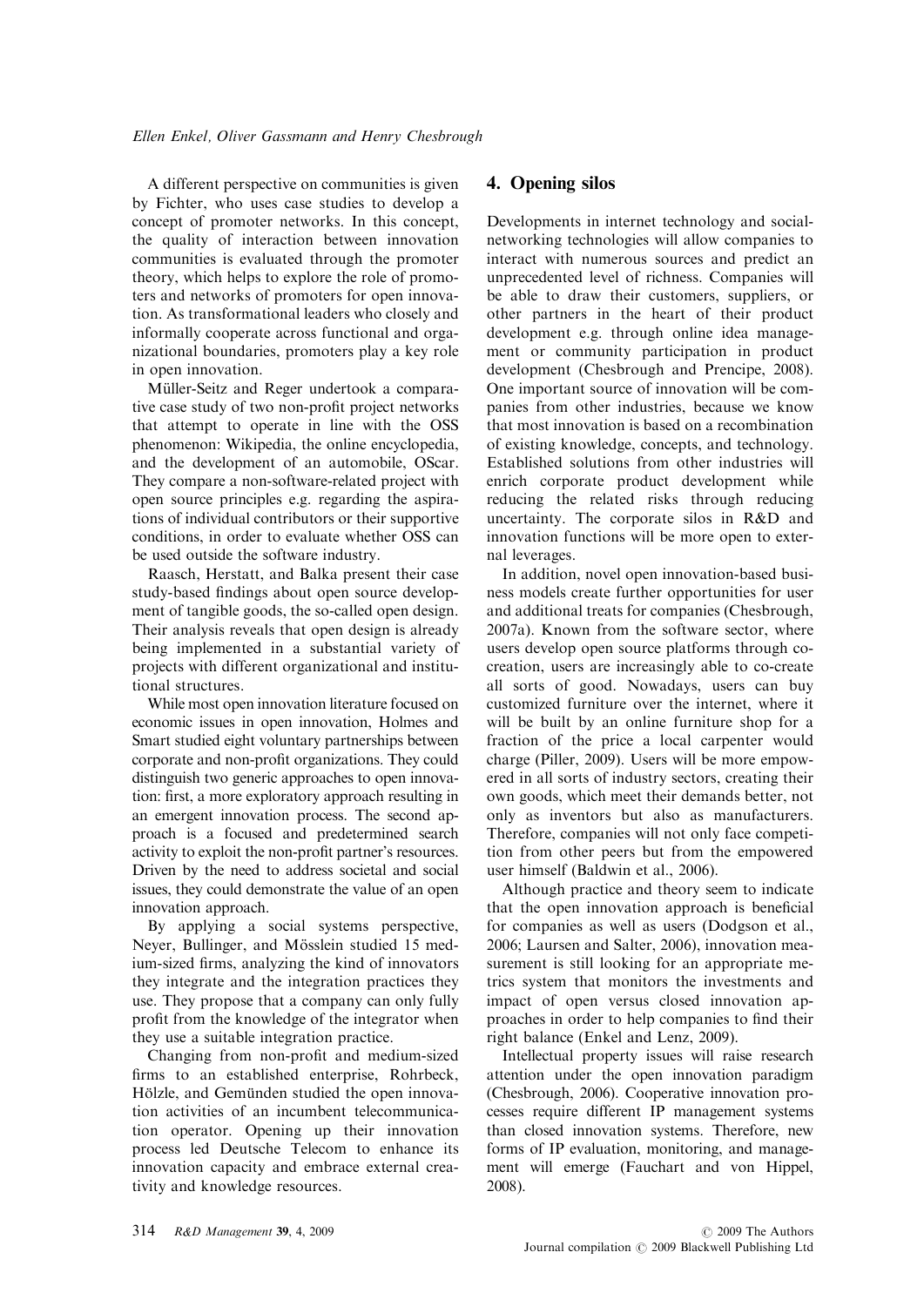A different perspective on communities is given by Fichter, who uses case studies to develop a concept of promoter networks. In this concept, the quality of interaction between innovation communities is evaluated through the promoter theory, which helps to explore the role of promoters and networks of promoters for open innovation. As transformational leaders who closely and informally cooperate across functional and organizational boundaries, promoters play a key role in open innovation.

Müller-Seitz and Reger undertook a comparative case study of two non-profit project networks that attempt to operate in line with the OSS phenomenon: Wikipedia, the online encyclopedia, and the development of an automobile, OScar. They compare a non-software-related project with open source principles e.g. regarding the aspirations of individual contributors or their supportive conditions, in order to evaluate whether OSS can be used outside the software industry.

Raasch, Herstatt, and Balka present their case study-based findings about open source development of tangible goods, the so-called open design. Their analysis reveals that open design is already being implemented in a substantial variety of projects with different organizational and institutional structures.

While most open innovation literature focused on economic issues in open innovation, Holmes and Smart studied eight voluntary partnerships between corporate and non-profit organizations. They could distinguish two generic approaches to open innovation: first, a more exploratory approach resulting in an emergent innovation process. The second approach is a focused and predetermined search activity to exploit the non-profit partner's resources. Driven by the need to address societal and social issues, they could demonstrate the value of an open innovation approach.

By applying a social systems perspective, Neyer, Bullinger, and Mösslein studied 15 medium-sized firms, analyzing the kind of innovators they integrate and the integration practices they use. They propose that a company can only fully profit from the knowledge of the integrator when they use a suitable integration practice.

Changing from non-profit and medium-sized firms to an established enterprise, Rohrbeck, Hölzle, and Gemünden studied the open innovation activities of an incumbent telecommunication operator. Opening up their innovation process led Deutsche Telecom to enhance its innovation capacity and embrace external creativity and knowledge resources.

## 4. Opening silos

Developments in internet technology and social-networking technologies will allow companies to interact with numerous sources and predict an unprecedented level of richness. Companies will be able to draw their customers, suppliers, or other partners in the heart of their product development e.g. through online idea management or community participation in product development (Chesbrough and Prencipe, 2008). One important source of innovation will be companies from other industries, because we know that most innovation is based on a recombination of existing knowledge, concepts, and technology. Established solutions from other industries will enrich corporate product development while reducing the related risks through reducing uncertainty. The corporate silos in R&D and innovation functions will be more open to external leverages.

In addition, novel open innovation-based business models create further opportunities for user and additional treats for companies (Chesbrough, 2007a). Known from the software sector, where users develop open source platforms through co-creation, users are increasingly able to co-create all sorts of good. Nowadays, users can buy customized furniture over the internet, where it will be built by an online furniture shop for a fraction of the price a local carpenter would charge (Piller, 2009). Users will be more empowered in all sorts of industry sectors, creating their own goods, which meet their demands better, not only as inventors but also as manufacturers. Therefore, companies will not only face competition from other peers but from the empowered user himself (Baldwin et al., 2006).

Although practice and theory seem to indicate that the open innovation approach is beneficial for companies as well as users (Dodgson et al., 2006; Laursen and Salter, 2006), innovation measurement is still looking for an appropriate metrics system that monitors the investments and impact of open versus closed innovation approaches in order to help companies to find their right balance (Enkel and Lenz, 2009).

Intellectual property issues will raise research attention under the open innovation paradigm (Chesbrough, 2006). Cooperative innovation processes require different IP management systems than closed innovation systems. Therefore, new forms of IP evaluation, monitoring, and management will emerge (Fauchart and von Hippel, 2008).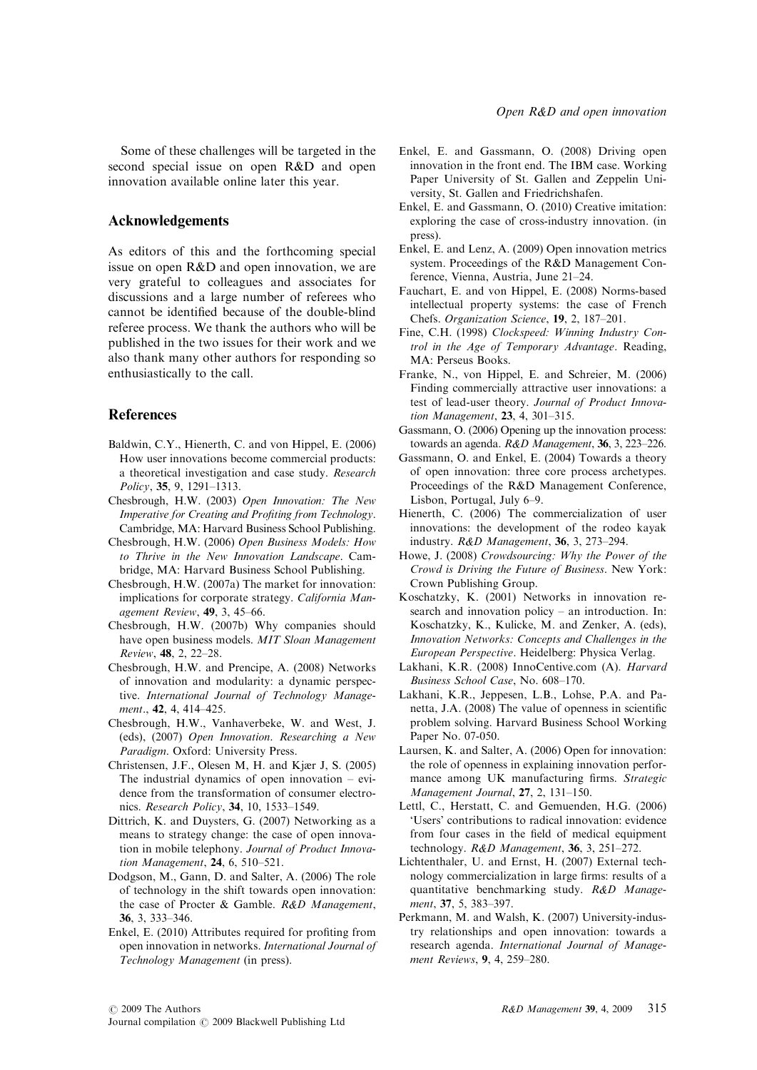Some of these challenges will be targeted in the second special issue on open R&D and open innovation available online later this year.

## Acknowledgements

As editors of this and the forthcoming special issue on open R&D and open innovation, we are very grateful to colleagues and associates for discussions and a large number of referees who cannot be identified because of the double-blind referee process. We thank the authors who will be published in the two issues for their work and we also thank many other authors for responding so enthusiastically to the call.

## References

Baldwin, C.Y., Hienerth, C. and von Hippel, E. (2006) How user innovations become commercial products: a theoretical investigation and case study. *Research Policy*, **35**, 9, 1291–1313.

Chesbrough, H.W. (2003) *Open Innovation: The New Imperative for Creating and Profiting from Technology*. Cambridge, MA: Harvard Business School Publishing.

Chesbrough, H.W. (2006) *Open Business Models: How to Thrive in the New Innovation Landscape*. Cambridge, MA: Harvard Business School Publishing.

Chesbrough, H.W. (2007a) The market for innovation: implications for corporate strategy. *California Management Review*, **49**, 3, 45–66.

Chesbrough, H.W. (2007b) Why companies should have open business models. *MIT Sloan Management Review*, **48**, 2, 22–28.

Chesbrough, H.W. and Prencipe, A. (2008) Networks of innovation and modularity: a dynamic perspective. *International Journal of Technology Management*., **42**, 4, 414–425.

Chesbrough, H.W., Vanhaverbeke, W. and West, J. (eds), (2007) *Open Innovation. Researching a New Paradigm*. Oxford: University Press.

Christensen, J.F., Olesen M, H. and Kjær J, S. (2005) The industrial dynamics of open innovation – evidence from the transformation of consumer electronics. *Research Policy*, **34**, 10, 1533–1549.

Dittrich, K. and Duysters, G. (2007) Networking as a means to strategy change: the case of open innovation in mobile telephony. *Journal of Product Innovation Management*, **24**, 6, 510–521.

Dodgson, M., Gann, D. and Salter, A. (2006) The role of technology in the shift towards open innovation: the case of Procter & Gamble. *R&D Management*, **36**, 3, 333–346.

Enkel, E. (2010) Attributes required for profiting from open innovation in networks. *International Journal of Technology Management* (in press).

Enkel, E. and Gassmann, O. (2008) Driving open innovation in the front end. The IBM case. Working Paper University of St. Gallen and Zeppelin University, St. Gallen and Friedrichshafen.

Enkel, E. and Gassmann, O. (2010) Creative imitation: exploring the case of cross-industry innovation. (in press).

Enkel, E. and Lenz, A. (2009) Open innovation metrics system. Proceedings of the R&D Management Conference, Vienna, Austria, June 21–24.

Fauchart, E. and von Hippel, E. (2008) Norms-based intellectual property systems: the case of French Chefs. *Organization Science*, **19**, 2, 187–201.

Fine, C.H. (1998) *Clockspeed: Winning Industry Control in the Age of Temporary Advantage*. Reading, MA: Perseus Books.

Franke, N., von Hippel, E. and Schreier, M. (2006) Finding commercially attractive user innovations: a test of lead-user theory. *Journal of Product Innovation Management*, **23**, 4, 301–315.

Gassmann, O. (2006) Opening up the innovation process: towards an agenda. *R&D Management*, **36**, 3, 223–226.

Gassmann, O. and Enkel, E. (2004) Towards a theory of open innovation: three core process archetypes. Proceedings of the R&D Management Conference, Lisbon, Portugal, July 6–9.

Hienerth, C. (2006) The commercialization of user innovations: the development of the rodeo kayak industry. *R&D Management*, **36**, 3, 273–294.

Howe, J. (2008) *Crowdsourcing: Why the Power of the Crowd is Driving the Future of Business*. New York: Crown Publishing Group.

Koschatzky, K. (2001) Networks in innovation research and innovation policy – an introduction. In: Koschatzky, K., Kulicke, M. and Zenker, A. (eds), *Innovation Networks: Concepts and Challenges in the European Perspective*. Heidelberg: Physica Verlag.

Lakhani, K.R. (2008) InnoCentive.com (A). *Harvard Business School Case*, No. 608–170.

Lakhani, K.R., Jeppesen, L.B., Lohse, P.A. and Panetta, J.A. (2008) The value of openness in scientific problem solving. Harvard Business School Working Paper No. 07-050.

Laursen, K. and Salter, A. (2006) Open for innovation: the role of openness in explaining innovation performance among UK manufacturing firms. *Strategic Management Journal*, **27**, 2, 131–150.

Lettl, C., Herstatt, C. and Gemuenden, H.G. (2006) 'Users' contributions to radical innovation: evidence from four cases in the field of medical equipment technology. *R&D Management*, **36**, 3, 251–272.

Lichtenthaler, U. and Ernst, H. (2007) External technology commercialization in large firms: results of a quantitative benchmarking study. *R&D Management*, **37**, 5, 383–397.

Perkmann, M. and Walsh, K. (2007) University-industry relationships and open innovation: towards a research agenda. *International Journal of Management Reviews*, **9**, 4, 259–280.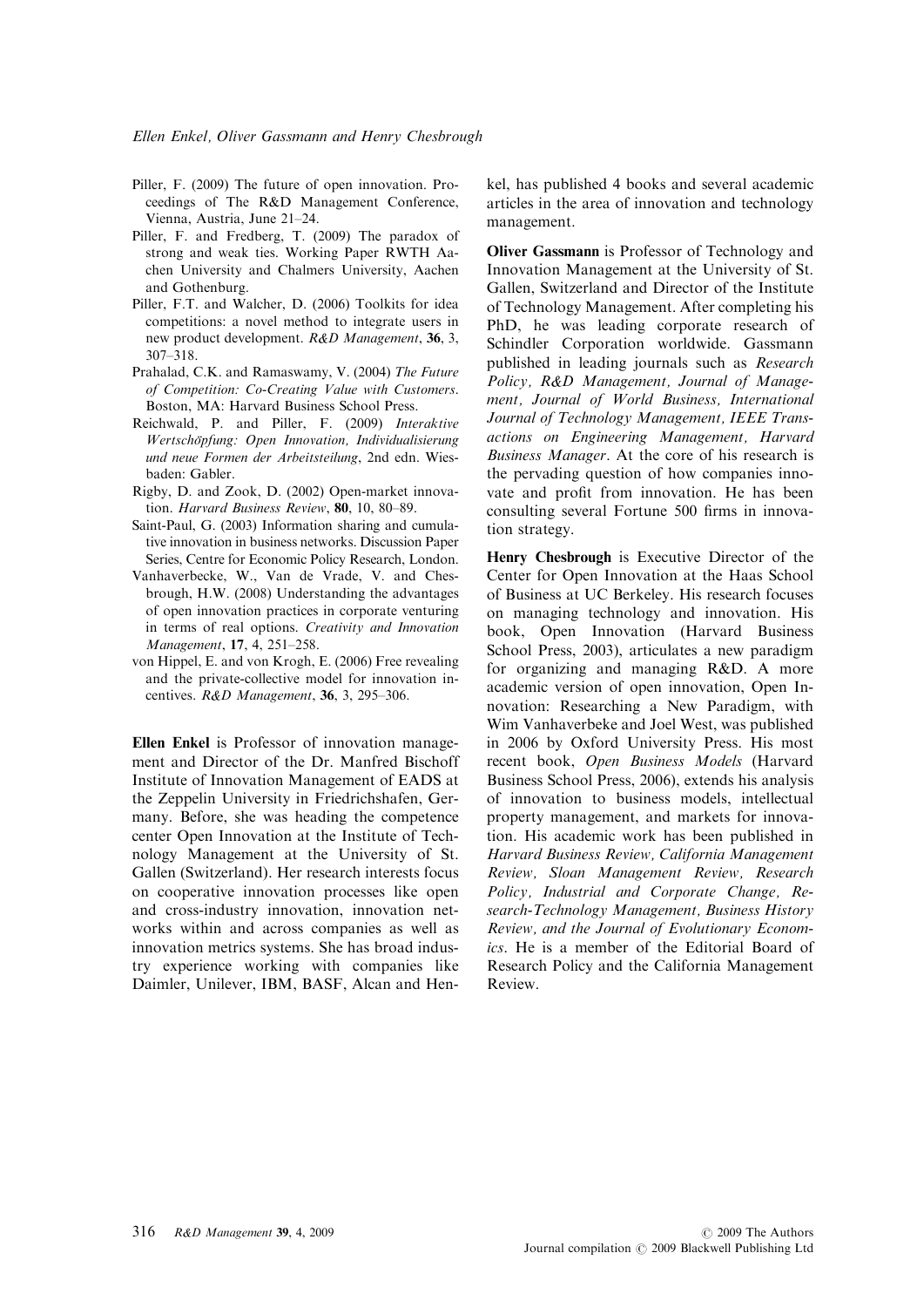- Piller, F. (2009) The future of open innovation. Proceedings of The R&D Management Conference, Vienna, Austria, June 21–24.
- Piller, F. and Fredberg, T. (2009) The paradox of strong and weak ties. Working Paper RWTH Aachen University and Chalmers University, Aachen and Gothenburg.
- Piller, F.T. and Walcher, D. (2006) Toolkits for idea competitions: a novel method to integrate users in new product development. *R&D Management*, **36**, 3, 307–318.
- Prahalad, C.K. and Ramaswamy, V. (2004) *The Future of Competition: Co-Creating Value with Customers*. Boston, MA: Harvard Business School Press.
- Reichwald, P. and Piller, F. (2009) *Interaktive Wertschöpfung: Open Innovation, Individualisierung und neue Formen der Arbeitsteilung*, 2nd edn. Wiesbaden: Gabler.
- Rigby, D. and Zook, D. (2002) Open-market innovation. *Harvard Business Review*, **80**, 10, 80–89.
- Saint-Paul, G. (2003) Information sharing and cumulative innovation in business networks. Discussion Paper Series, Centre for Economic Policy Research, London.
- Vanhaverbecke, W., Van de Vrade, V. and Chesbrough, H.W. (2008) Understanding the advantages of open innovation practices in corporate venturing in terms of real options. *Creativity and Innovation Management*, **17**, 4, 251–258.
- von Hippel, E. and von Krogh, F. (2006) Free revealing and the private-collective model for innovation incentives. *R&D Management*, **36**, 3, 295–306.

**Ellen Enkel** is Professor of innovation management and Director of the Dr. Manfred Bischoff Institute of Innovation Management of EADS at the Zeppelin University in Friedrichshafen, Germany. Before, she was heading the competence center Open Innovation at the Institute of Technology Management at the University of St. Gallen (Switzerland). Her research interests focus on cooperative innovation processes like open and cross-industry innovation, innovation networks within and across companies as well as innovation metrics systems. She has broad industry experience working with companies like Daimler, Unilever, IBM, BASF, Alcan and Henkel, has published 4 books and several academic articles in the area of innovation and technology management.

**Oliver Gassmann** is Professor of Technology and Innovation Management at the University of St. Gallen, Switzerland and Director of the Institute of Technology Management. After completing his PhD, he was leading corporate research of Schindler Corporation worldwide. Gassmann published in leading journals such as *Research Policy, R&D Management, Journal of Management, Journal of World Business, International Journal of Technology Management, IEEE Transactions on Engineering Management, Harvard Business Manager*. At the core of his research is the pervading question of how companies innovate and profit from innovation. He has been consulting several Fortune 500 firms in innovation strategy.

**Henry Chesbrough** is Executive Director of the Center for Open Innovation at the Haas School of Business at UC Berkeley. His research focuses on managing technology and innovation. His book, Open Innovation (Harvard Business School Press, 2003), articulates a new paradigm for organizing and managing R&D. A more academic version of open innovation, Open Innovation: Researching a New Paradigm, with Wim Vanhaverbeke and Joel West, was published in 2006 by Oxford University Press. His most recent book, *Open Business Models* (Harvard Business School Press, 2006), extends his analysis of innovation to business models, intellectual property management, and markets for innovation. His academic work has been published in *Harvard Business Review, California Management Review, Sloan Management Review, Research Policy, Industrial and Corporate Change, Research-Technology Management, Business History Review, and the Journal of Evolutionary Economics*. He is a member of the Editorial Board of Research Policy and the California Management Review.